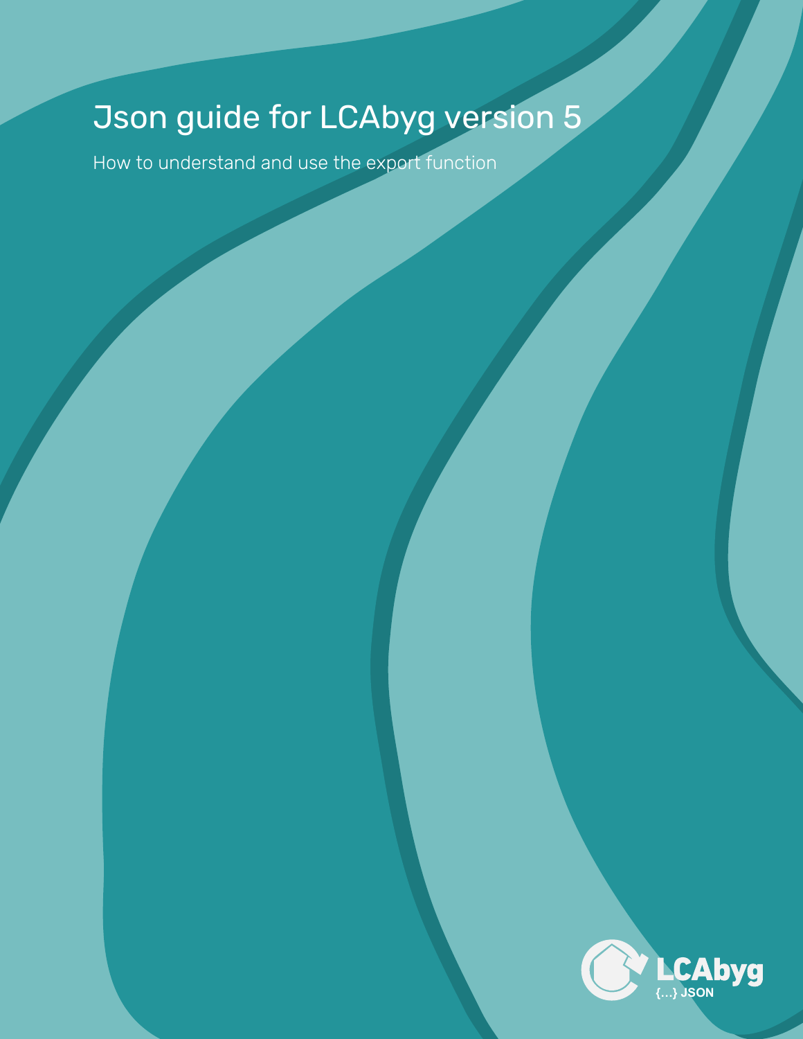# Json guide for LCAbyg version 5

How to understand and use the export function

LCAbyg
{...} JSON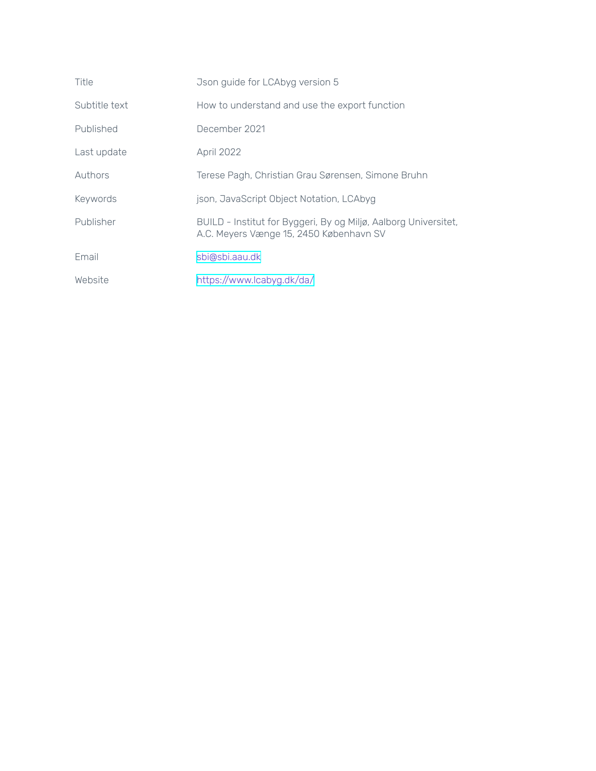| | |
|---|---|
| Title | Json guide for LCAbyg version 5 |
| Subtitle text | How to understand and use the export function |
| Published | December 2021 |
| Last update | April 2022 |
| Authors | Terese Pagh, Christian Grau Sørensen, Simone Bruhn |
| Keywords | json, JavaScript Object Notation, LCAbyg |
| Publisher | BUILD - Institut for Byggeri, By og Miljø, Aalborg Universitet, A.C. Meyers Vænge 15, 2450 København SV |
| Email | sbi@sbi.aau.dk |
| Website | https://www.lcabyg.dk/da/ |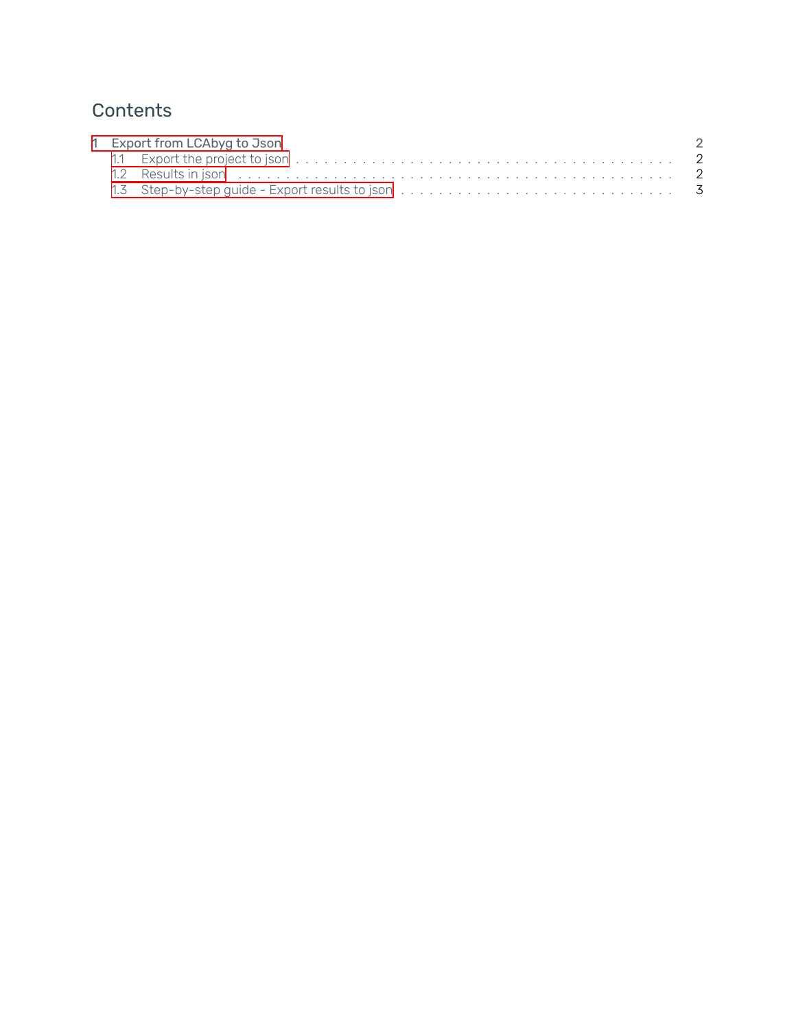# Contents

- 1 Export from LCAbyg to Json — 2
  - 1.1 Export the project to json — 2
  - 1.2 Results in json — 2
  - 1.3 Step-by-step guide - Export results to json — 3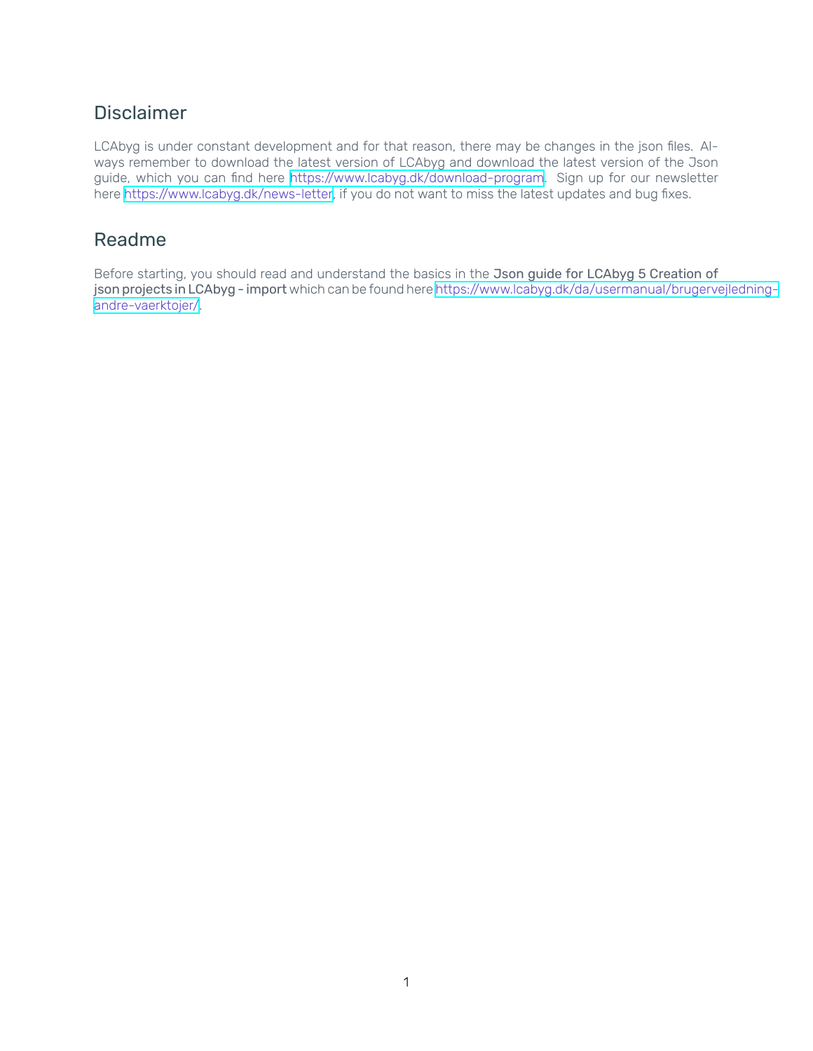## Disclaimer

LCAbyg is under constant development and for that reason, there may be changes in the json files. Always remember to download the latest version of LCAbyg and download the latest version of the Json guide, which you can find here https://www.lcabyg.dk/download-program. Sign up for our newsletter here https://www.lcabyg.dk/news-letter, if you do not want to miss the latest updates and bug fixes.

## Readme

Before starting, you should read and understand the basics in the Json guide for LCAbyg 5 Creation of json projects in LCAbyg - import which can be found here https://www.lcabyg.dk/da/usermanual/brugervejledning-andre-vaerktojer/.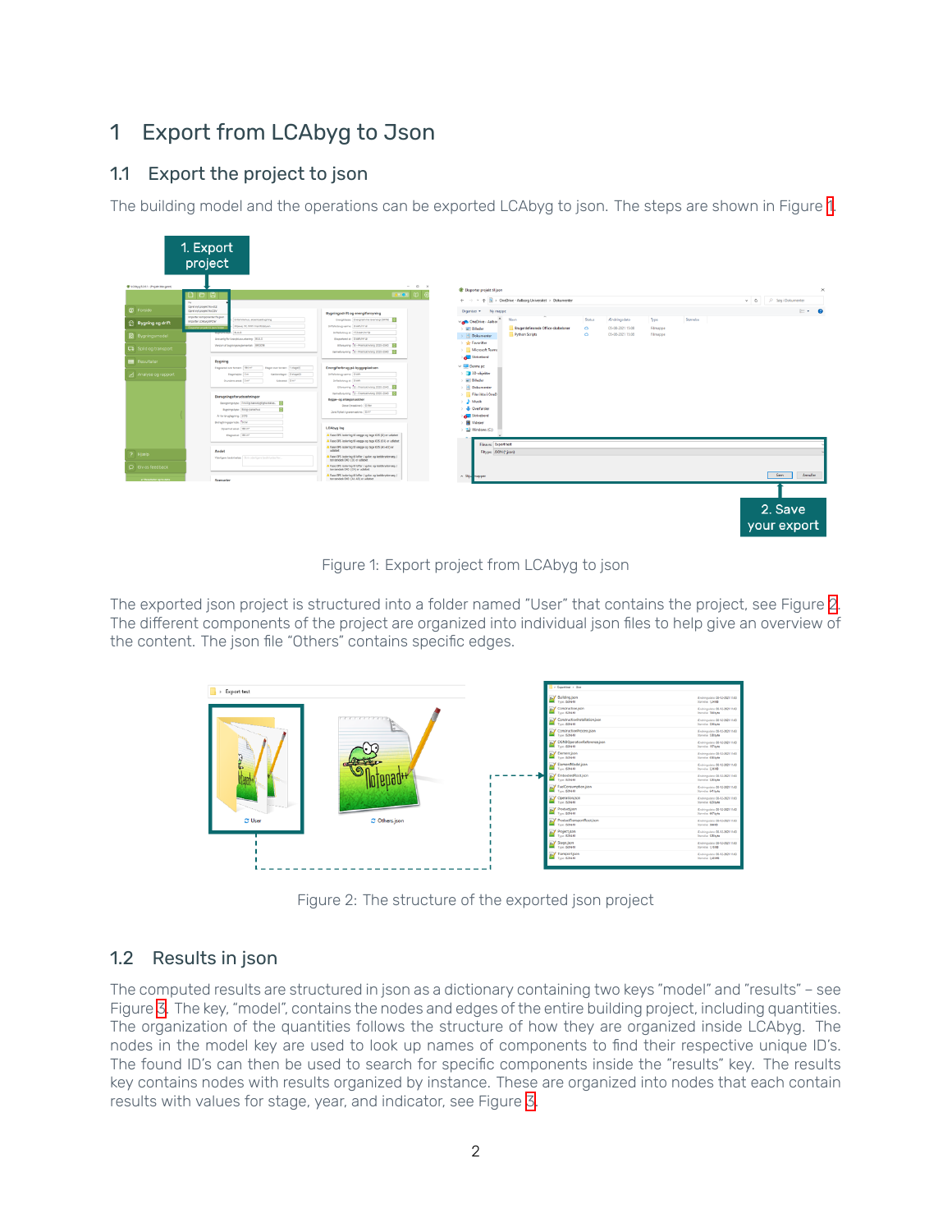# 1 Export from LCAbyg to Json

## 1.1 Export the project to json

The building model and the operations can be exported LCAbyg to json. The steps are shown in Figure 1.

Figure 1: Export project from LCAbyg to json

The exported json project is structured into a folder named "User" that contains the project, see Figure 2. The different components of the project are organized into individual json files to help give an overview of the content. The json file "Others" contains specific edges.

Figure 2: The structure of the exported json project

## 1.2 Results in json

The computed results are structured in json as a dictionary containing two keys "model" and "results" – see Figure 3. The key, "model", contains the nodes and edges of the entire building project, including quantities. The organization of the quantities follows the structure of how they are organized inside LCAbyg. The nodes in the model key are used to look up names of components to find their respective unique ID's. The found ID's can then be used to search for specific components inside the "results" key. The results key contains nodes with results organized by instance. These are organized into nodes that each contain results with values for stage, year, and indicator, see Figure 3.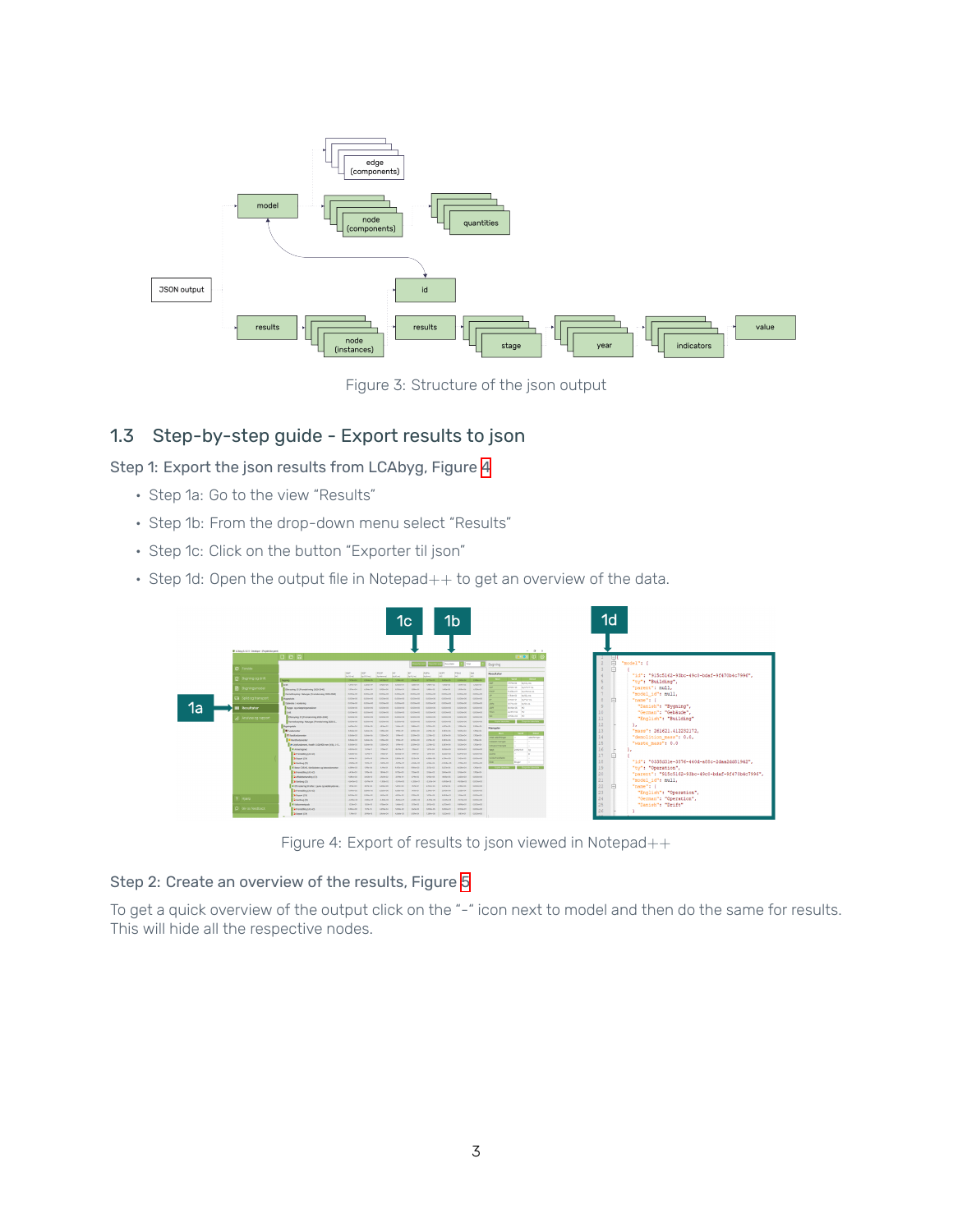Figure 3: Structure of the json output

## 1.3 Step-by-step guide - Export results to json

### Step 1: Export the json results from LCAbyg, Figure 4

- Step 1a: Go to the view "Results"
- Step 1b: From the drop-down menu select "Results"
- Step 1c: Click on the button "Exporter til json"
- Step 1d: Open the output file in Notepad++ to get an overview of the data.

Figure 4: Export of results to json viewed in Notepad++

### Step 2: Create an overview of the results, Figure 5

To get a quick overview of the output click on the "-" icon next to model and then do the same for results. This will hide all the respective nodes.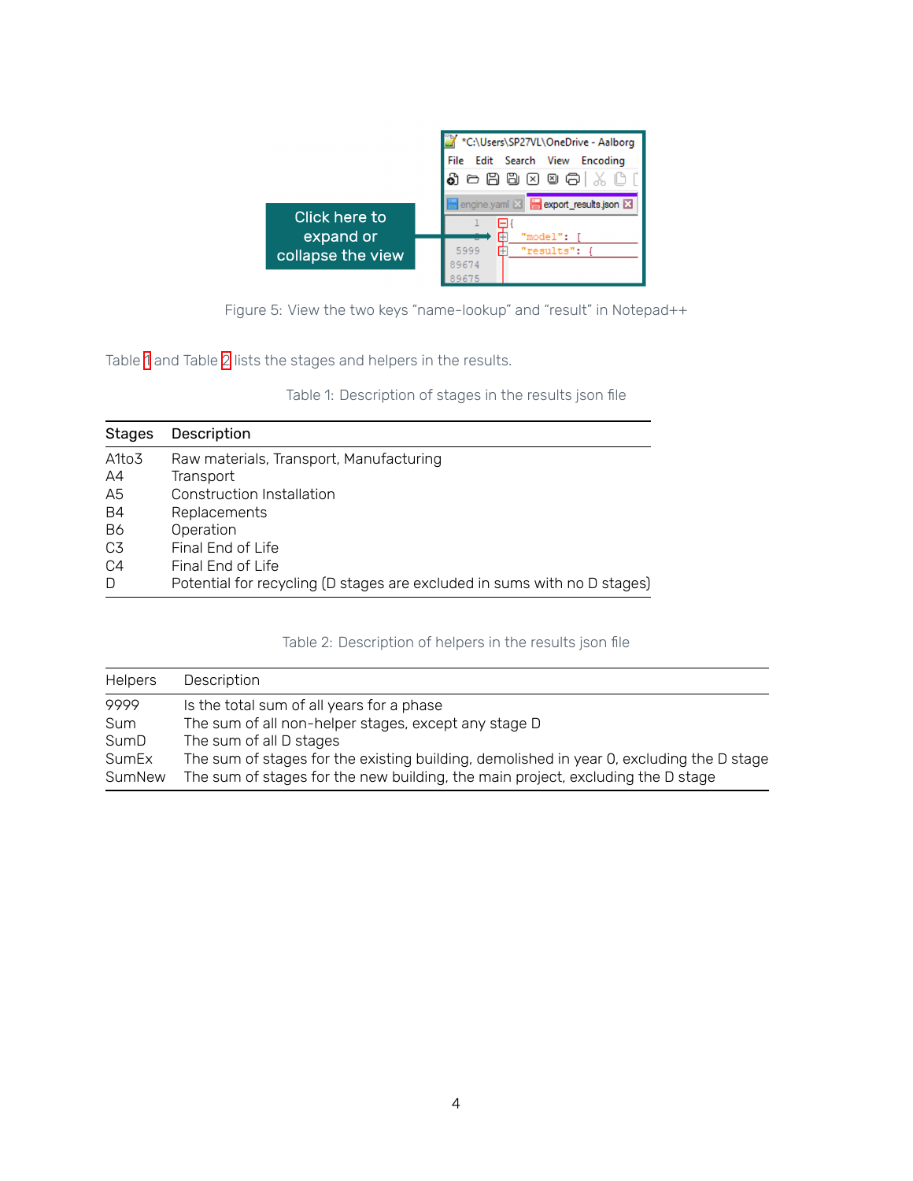Figure 5: View the two keys “name-lookup” and “result” in Notepad++

Table 1 and Table 2 lists the stages and helpers in the results.

Table 1: Description of stages in the results json file

| Stages | Description |
|---|---|
| A1to3 | Raw materials, Transport, Manufacturing |
| A4 | Transport |
| A5 | Construction Installation |
| B4 | Replacements |
| B6 | Operation |
| C3 | Final End of Life |
| C4 | Final End of Life |
| D | Potential for recycling (D stages are excluded in sums with no D stages) |

Table 2: Description of helpers in the results json file

| Helpers | Description |
|---|---|
| 9999 | Is the total sum of all years for a phase |
| Sum | The sum of all non-helper stages, except any stage D |
| SumD | The sum of all D stages |
| SumEx | The sum of stages for the existing building, demolished in year 0, excluding the D stage |
| SumNew | The sum of stages for the new building, the main project, excluding the D stage |